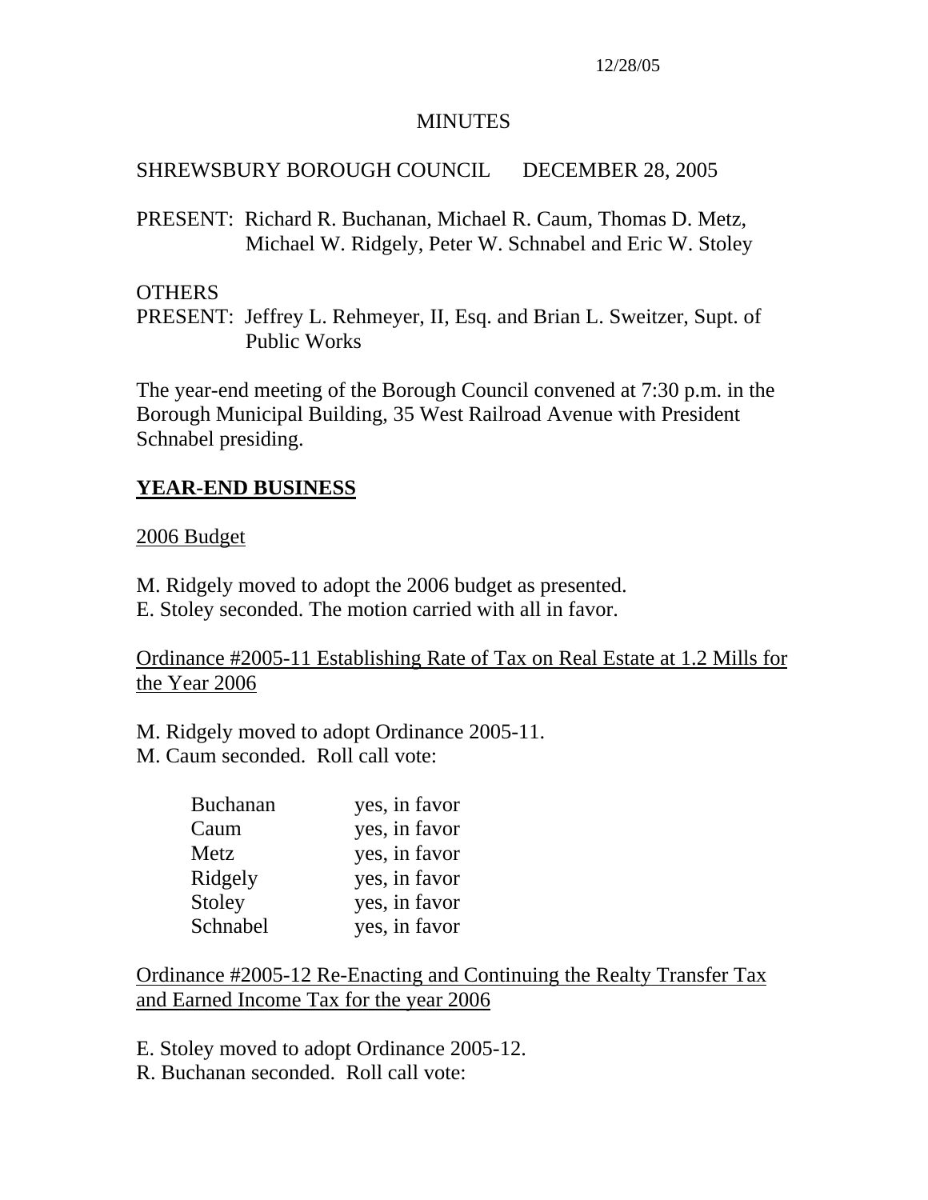12/28/05

# MINUTES

SHREWSBURY BOROUGH COUNCIL DECEMBER 28, 2005

PRESENT: Richard R. Buchanan, Michael R. Caum, Thomas D. Metz, Michael W. Ridgely, Peter W. Schnabel and Eric W. Stoley

OTHERS
PRESENT: Jeffrey L. Rehmeyer, II, Esq. and Brian L. Sweitzer, Supt. of Public Works

The year-end meeting of the Borough Council convened at 7:30 p.m. in the Borough Municipal Building, 35 West Railroad Avenue with President Schnabel presiding.

## YEAR-END BUSINESS

2006 Budget

M. Ridgely moved to adopt the 2006 budget as presented.
E. Stoley seconded. The motion carried with all in favor.

Ordinance #2005-11 Establishing Rate of Tax on Real Estate at 1.2 Mills for the Year 2006

M. Ridgely moved to adopt Ordinance 2005-11.
M. Caum seconded. Roll call vote:

| | |
|---|---|
| Buchanan | yes, in favor |
| Caum | yes, in favor |
| Metz | yes, in favor |
| Ridgely | yes, in favor |
| Stoley | yes, in favor |
| Schnabel | yes, in favor |

Ordinance #2005-12 Re-Enacting and Continuing the Realty Transfer Tax and Earned Income Tax for the year 2006

E. Stoley moved to adopt Ordinance 2005-12.
R. Buchanan seconded. Roll call vote: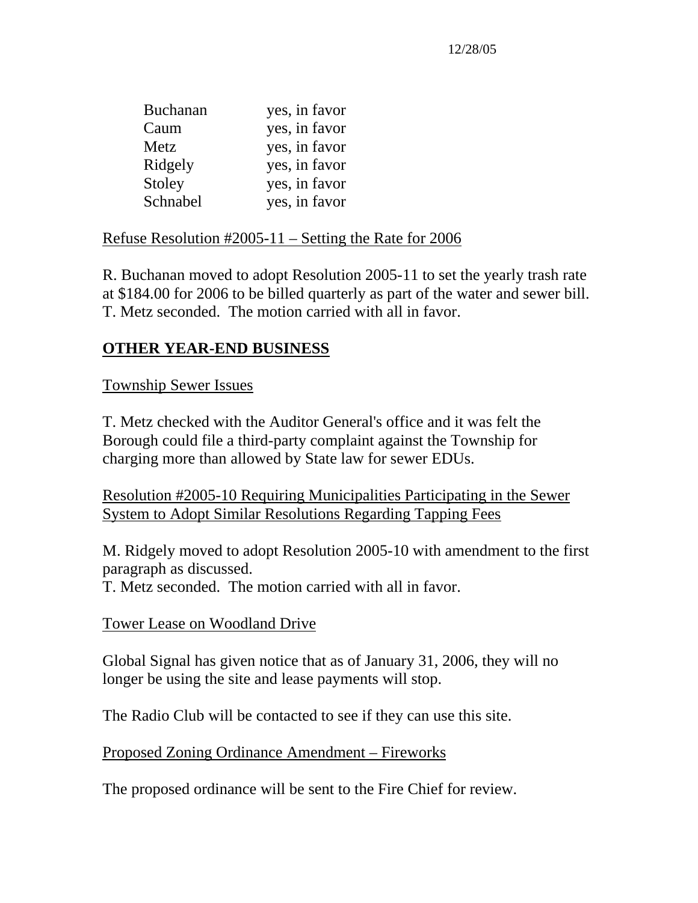| Buchanan | yes, in favor |
| --- | --- |
| Caum | yes, in favor |
| Metz | yes, in favor |
| Ridgely | yes, in favor |
| Stoley | yes, in favor |
| Schnabel | yes, in favor |

Refuse Resolution #2005-11 – Setting the Rate for 2006

R. Buchanan moved to adopt Resolution 2005-11 to set the yearly trash rate at $184.00 for 2006 to be billed quarterly as part of the water and sewer bill. T. Metz seconded. The motion carried with all in favor.

## OTHER YEAR-END BUSINESS

Township Sewer Issues

T. Metz checked with the Auditor General's office and it was felt the Borough could file a third-party complaint against the Township for charging more than allowed by State law for sewer EDUs.

Resolution #2005-10 Requiring Municipalities Participating in the Sewer System to Adopt Similar Resolutions Regarding Tapping Fees

M. Ridgely moved to adopt Resolution 2005-10 with amendment to the first paragraph as discussed.
T. Metz seconded. The motion carried with all in favor.

Tower Lease on Woodland Drive

Global Signal has given notice that as of January 31, 2006, they will no longer be using the site and lease payments will stop.

The Radio Club will be contacted to see if they can use this site.

Proposed Zoning Ordinance Amendment – Fireworks

The proposed ordinance will be sent to the Fire Chief for review.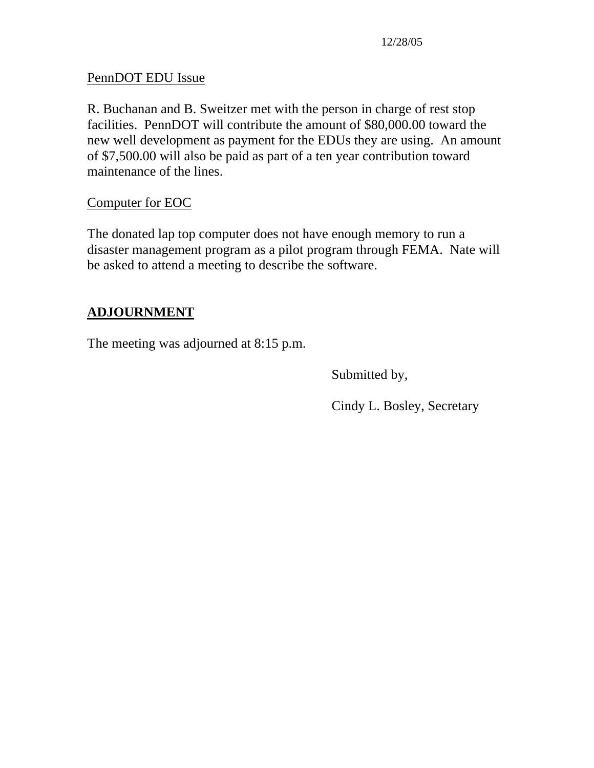### PennDOT EDU Issue

R. Buchanan and B. Sweitzer met with the person in charge of rest stop facilities. PennDOT will contribute the amount of $80,000.00 toward the new well development as payment for the EDUs they are using. An amount of $7,500.00 will also be paid as part of a ten year contribution toward maintenance of the lines.

### Computer for EOC

The donated lap top computer does not have enough memory to run a disaster management program as a pilot program through FEMA. Nate will be asked to attend a meeting to describe the software.

## ADJOURNMENT

The meeting was adjourned at 8:15 p.m.

Submitted by,

Cindy L. Bosley, Secretary